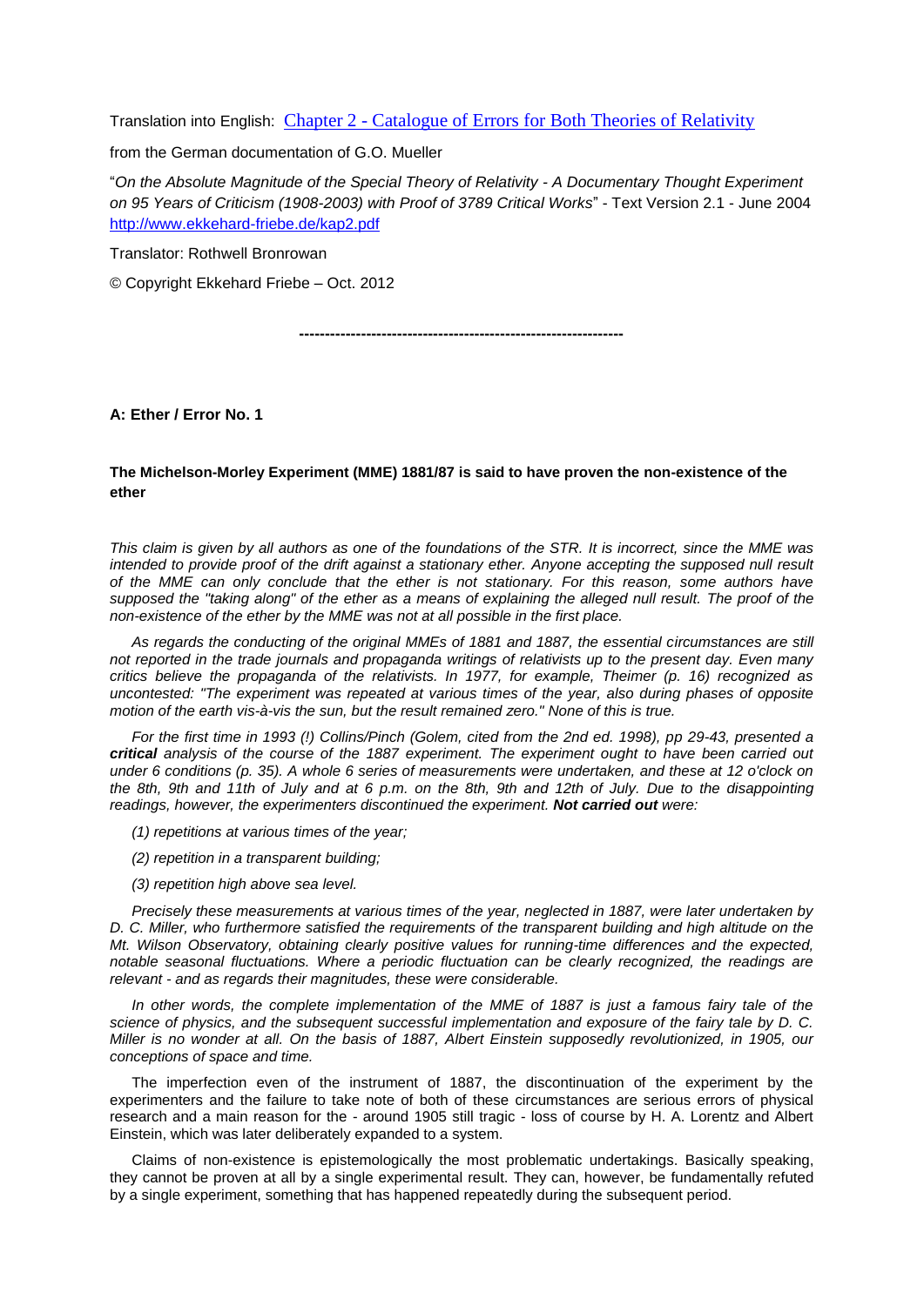Translation into English: [Chapter 2 - Catalogue of Errors for Both Theories of Relativity]()

from the German documentation of G.O. Mueller

"*On the Absolute Magnitude of the Special Theory of Relativity - A Documentary Thought Experiment on 95 Years of Criticism (1908-2003) with Proof of 3789 Critical Works*" - Text Version 2.1 - June 2004 [http://www.ekkehard-friebe.de/kap2.pdf](http://www.ekkehard-friebe.de/kap2.pdf)

Translator: Rothwell Bronrowan

© Copyright Ekkehard Friebe – Oct. 2012

---

**A: Ether / Error No. 1**

**The Michelson-Morley Experiment (MME) 1881/87 is said to have proven the non-existence of the ether**

*This claim is given by all authors as one of the foundations of the STR. It is incorrect, since the MME was intended to provide proof of the drift against a stationary ether. Anyone accepting the supposed null result of the MME can only conclude that the ether is not stationary. For this reason, some authors have supposed the "taking along" of the ether as a means of explaining the alleged null result. The proof of the non-existence of the ether by the MME was not at all possible in the first place.*

*As regards the conducting of the original MMEs of 1881 and 1887, the essential circumstances are still not reported in the trade journals and propaganda writings of relativists up to the present day. Even many critics believe the propaganda of the relativists. In 1977, for example, Theimer (p. 16) recognized as uncontested: "The experiment was repeated at various times of the year, also during phases of opposite motion of the earth vis-à-vis the sun, but the result remained zero." None of this is true.*

*For the first time in 1993 (!) Collins/Pinch (Golem, cited from the 2nd ed. 1998), pp 29-43, presented a **critical** analysis of the course of the 1887 experiment. The experiment ought to have been carried out under 6 conditions (p. 35). A whole 6 series of measurements were undertaken, and these at 12 o'clock on the 8th, 9th and 11th of July and at 6 p.m. on the 8th, 9th and 12th of July. Due to the disappointing readings, however, the experimenters discontinued the experiment. **Not carried out** were:*

*(1) repetitions at various times of the year;*

*(2) repetition in a transparent building;*

*(3) repetition high above sea level.*

*Precisely these measurements at various times of the year, neglected in 1887, were later undertaken by D. C. Miller, who furthermore satisfied the requirements of the transparent building and high altitude on the Mt. Wilson Observatory, obtaining clearly positive values for running-time differences and the expected, notable seasonal fluctuations. Where a periodic fluctuation can be clearly recognized, the readings are relevant - and as regards their magnitudes, these were considerable.*

*In other words, the complete implementation of the MME of 1887 is just a famous fairy tale of the science of physics, and the subsequent successful implementation and exposure of the fairy tale by D. C. Miller is no wonder at all. On the basis of 1887, Albert Einstein supposedly revolutionized, in 1905, our conceptions of space and time.*

The imperfection even of the instrument of 1887, the discontinuation of the experiment by the experimenters and the failure to take note of both of these circumstances are serious errors of physical research and a main reason for the - around 1905 still tragic - loss of course by H. A. Lorentz and Albert Einstein, which was later deliberately expanded to a system.

Claims of non-existence is epistemologically the most problematic undertakings. Basically speaking, they cannot be proven at all by a single experimental result. They can, however, be fundamentally refuted by a single experiment, something that has happened repeatedly during the subsequent period.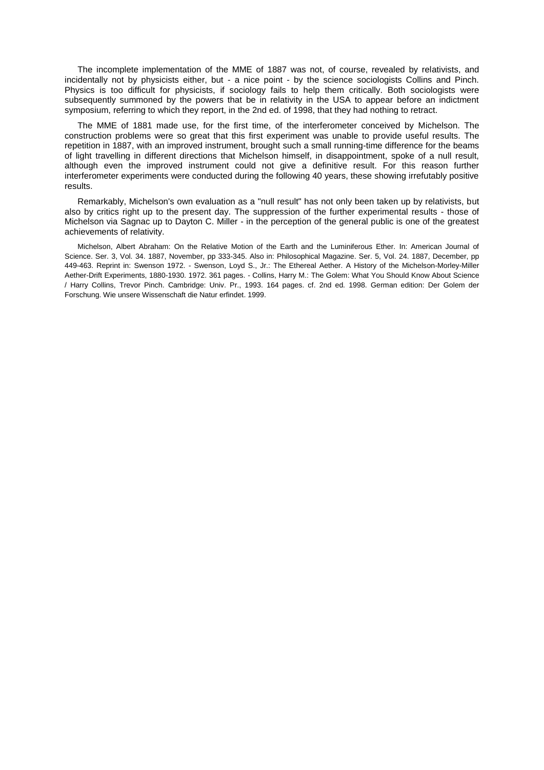The incomplete implementation of the MME of 1887 was not, of course, revealed by relativists, and incidentally not by physicists either, but - a nice point - by the science sociologists Collins and Pinch. Physics is too difficult for physicists, if sociology fails to help them critically. Both sociologists were subsequently summoned by the powers that be in relativity in the USA to appear before an indictment symposium, referring to which they report, in the 2nd ed. of 1998, that they had nothing to retract.

The MME of 1881 made use, for the first time, of the interferometer conceived by Michelson. The construction problems were so great that this first experiment was unable to provide useful results. The repetition in 1887, with an improved instrument, brought such a small running-time difference for the beams of light travelling in different directions that Michelson himself, in disappointment, spoke of a null result, although even the improved instrument could not give a definitive result. For this reason further interferometer experiments were conducted during the following 40 years, these showing irrefutably positive results.

Remarkably, Michelson's own evaluation as a "null result" has not only been taken up by relativists, but also by critics right up to the present day. The suppression of the further experimental results - those of Michelson via Sagnac up to Dayton C. Miller - in the perception of the general public is one of the greatest achievements of relativity.

Michelson, Albert Abraham: On the Relative Motion of the Earth and the Luminiferous Ether. In: American Journal of Science. Ser. 3, Vol. 34. 1887, November, pp 333-345. Also in: Philosophical Magazine. Ser. 5, Vol. 24. 1887, December, pp 449-463. Reprint in: Swenson 1972. - Swenson, Loyd S., Jr.: The Ethereal Aether. A History of the Michelson-Morley-Miller Aether-Drift Experiments, 1880-1930. 1972. 361 pages. - Collins, Harry M.: The Golem: What You Should Know About Science / Harry Collins, Trevor Pinch. Cambridge: Univ. Pr., 1993. 164 pages. cf. 2nd ed. 1998. German edition: Der Golem der Forschung. Wie unsere Wissenschaft die Natur erfindet. 1999.